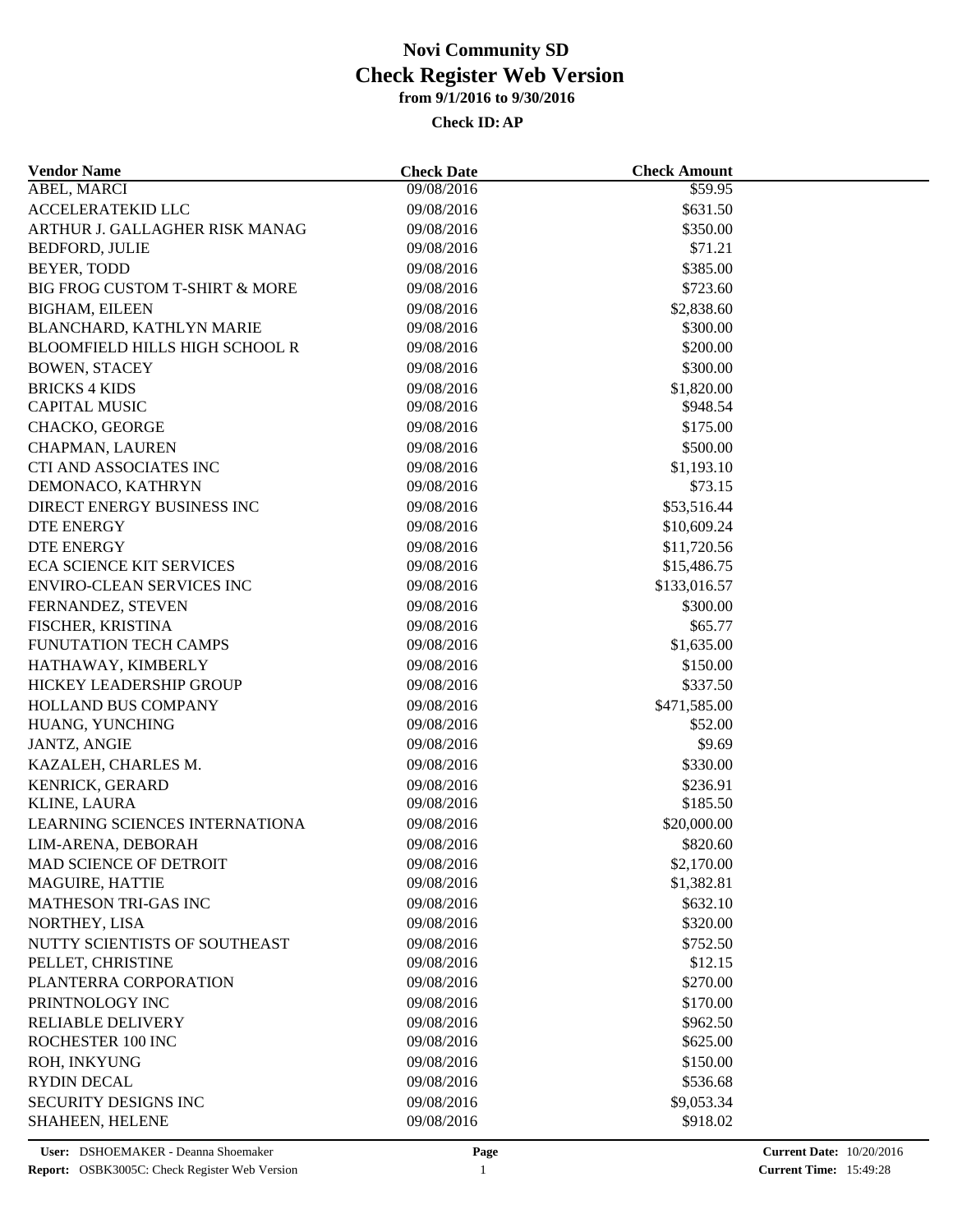# Novi Community SD
## Check Register Web Version
### from 9/1/2016 to 9/30/2016
**Check ID: AP**

| Vendor Name | Check Date | Check Amount |
|---|---|---|
| ABEL, MARCI | 09/08/2016 | $59.95 |
| ACCELERATEKID LLC | 09/08/2016 | $631.50 |
| ARTHUR J. GALLAGHER RISK MANAG | 09/08/2016 | $350.00 |
| BEDFORD, JULIE | 09/08/2016 | $71.21 |
| BEYER, TODD | 09/08/2016 | $385.00 |
| BIG FROG CUSTOM T-SHIRT & MORE | 09/08/2016 | $723.60 |
| BIGHAM, EILEEN | 09/08/2016 | $2,838.60 |
| BLANCHARD, KATHLYN MARIE | 09/08/2016 | $300.00 |
| BLOOMFIELD HILLS HIGH SCHOOL R | 09/08/2016 | $200.00 |
| BOWEN, STACEY | 09/08/2016 | $300.00 |
| BRICKS 4 KIDS | 09/08/2016 | $1,820.00 |
| CAPITAL MUSIC | 09/08/2016 | $948.54 |
| CHACKO, GEORGE | 09/08/2016 | $175.00 |
| CHAPMAN, LAUREN | 09/08/2016 | $500.00 |
| CTI AND ASSOCIATES INC | 09/08/2016 | $1,193.10 |
| DEMONACO, KATHRYN | 09/08/2016 | $73.15 |
| DIRECT ENERGY BUSINESS INC | 09/08/2016 | $53,516.44 |
| DTE ENERGY | 09/08/2016 | $10,609.24 |
| DTE ENERGY | 09/08/2016 | $11,720.56 |
| ECA SCIENCE KIT SERVICES | 09/08/2016 | $15,486.75 |
| ENVIRO-CLEAN SERVICES INC | 09/08/2016 | $133,016.57 |
| FERNANDEZ, STEVEN | 09/08/2016 | $300.00 |
| FISCHER, KRISTINA | 09/08/2016 | $65.77 |
| FUNUTATION TECH CAMPS | 09/08/2016 | $1,635.00 |
| HATHAWAY, KIMBERLY | 09/08/2016 | $150.00 |
| HICKEY LEADERSHIP GROUP | 09/08/2016 | $337.50 |
| HOLLAND BUS COMPANY | 09/08/2016 | $471,585.00 |
| HUANG, YUNCHING | 09/08/2016 | $52.00 |
| JANTZ, ANGIE | 09/08/2016 | $9.69 |
| KAZALEH, CHARLES M. | 09/08/2016 | $330.00 |
| KENRICK, GERARD | 09/08/2016 | $236.91 |
| KLINE, LAURA | 09/08/2016 | $185.50 |
| LEARNING SCIENCES INTERNATIONA | 09/08/2016 | $20,000.00 |
| LIM-ARENA, DEBORAH | 09/08/2016 | $820.60 |
| MAD SCIENCE OF DETROIT | 09/08/2016 | $2,170.00 |
| MAGUIRE, HATTIE | 09/08/2016 | $1,382.81 |
| MATHESON TRI-GAS INC | 09/08/2016 | $632.10 |
| NORTHEY, LISA | 09/08/2016 | $320.00 |
| NUTTY SCIENTISTS OF SOUTHEAST | 09/08/2016 | $752.50 |
| PELLET, CHRISTINE | 09/08/2016 | $12.15 |
| PLANTERRA CORPORATION | 09/08/2016 | $270.00 |
| PRINTNOLOGY INC | 09/08/2016 | $170.00 |
| RELIABLE DELIVERY | 09/08/2016 | $962.50 |
| ROCHESTER 100 INC | 09/08/2016 | $625.00 |
| ROH, INKYUNG | 09/08/2016 | $150.00 |
| RYDIN DECAL | 09/08/2016 | $536.68 |
| SECURITY DESIGNS INC | 09/08/2016 | $9,053.34 |
| SHAHEEN, HELENE | 09/08/2016 | $918.02 |

**User:** DSHOEMAKER - Deanna Shoemaker
**Report:** OSBK3005C: Check Register Web Version
**Current Date:** 10/20/2016
**Current Time:** 15:49:28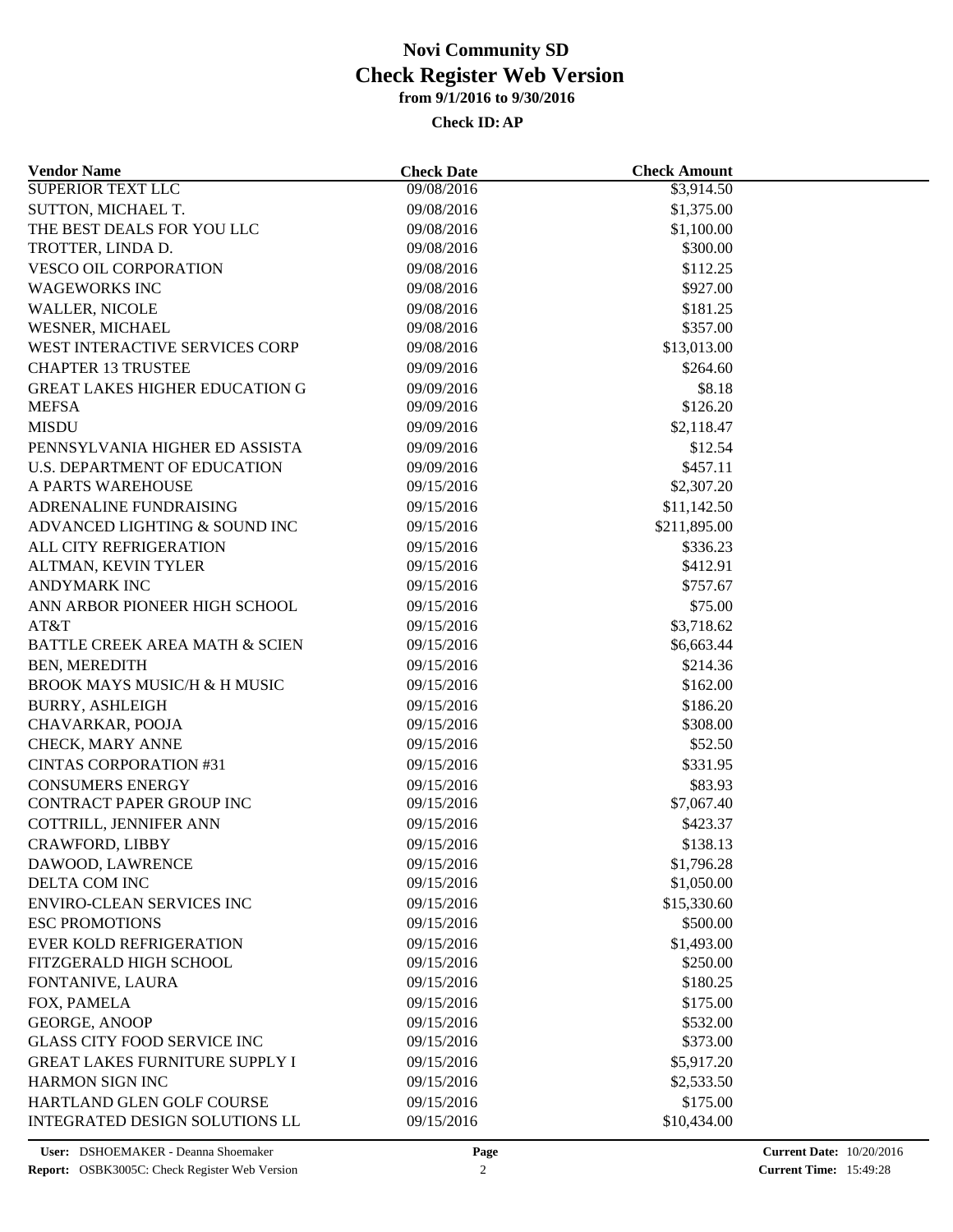# Novi Community SD

## Check Register Web Version

### from 9/1/2016 to 9/30/2016

**Check ID: AP**

| Vendor Name | Check Date | Check Amount |
|---|---|---|
| SUPERIOR TEXT LLC | 09/08/2016 | $3,914.50 |
| SUTTON, MICHAEL T. | 09/08/2016 | $1,375.00 |
| THE BEST DEALS FOR YOU LLC | 09/08/2016 | $1,100.00 |
| TROTTER, LINDA D. | 09/08/2016 | $300.00 |
| VESCO OIL CORPORATION | 09/08/2016 | $112.25 |
| WAGEWORKS INC | 09/08/2016 | $927.00 |
| WALLER, NICOLE | 09/08/2016 | $181.25 |
| WESNER, MICHAEL | 09/08/2016 | $357.00 |
| WEST INTERACTIVE SERVICES CORP | 09/08/2016 | $13,013.00 |
| CHAPTER 13 TRUSTEE | 09/09/2016 | $264.60 |
| GREAT LAKES HIGHER EDUCATION G | 09/09/2016 | $8.18 |
| MEFSA | 09/09/2016 | $126.20 |
| MISDU | 09/09/2016 | $2,118.47 |
| PENNSYLVANIA HIGHER ED ASSISTA | 09/09/2016 | $12.54 |
| U.S. DEPARTMENT OF EDUCATION | 09/09/2016 | $457.11 |
| A PARTS WAREHOUSE | 09/15/2016 | $2,307.20 |
| ADRENALINE FUNDRAISING | 09/15/2016 | $11,142.50 |
| ADVANCED LIGHTING & SOUND INC | 09/15/2016 | $211,895.00 |
| ALL CITY REFRIGERATION | 09/15/2016 | $336.23 |
| ALTMAN, KEVIN TYLER | 09/15/2016 | $412.91 |
| ANDYMARK INC | 09/15/2016 | $757.67 |
| ANN ARBOR PIONEER HIGH SCHOOL | 09/15/2016 | $75.00 |
| AT&T | 09/15/2016 | $3,718.62 |
| BATTLE CREEK AREA MATH & SCIEN | 09/15/2016 | $6,663.44 |
| BEN, MEREDITH | 09/15/2016 | $214.36 |
| BROOK MAYS MUSIC/H & H MUSIC | 09/15/2016 | $162.00 |
| BURRY, ASHLEIGH | 09/15/2016 | $186.20 |
| CHAVARKAR, POOJA | 09/15/2016 | $308.00 |
| CHECK, MARY ANNE | 09/15/2016 | $52.50 |
| CINTAS CORPORATION #31 | 09/15/2016 | $331.95 |
| CONSUMERS ENERGY | 09/15/2016 | $83.93 |
| CONTRACT PAPER GROUP INC | 09/15/2016 | $7,067.40 |
| COTTRILL, JENNIFER ANN | 09/15/2016 | $423.37 |
| CRAWFORD, LIBBY | 09/15/2016 | $138.13 |
| DAWOOD, LAWRENCE | 09/15/2016 | $1,796.28 |
| DELTA COM INC | 09/15/2016 | $1,050.00 |
| ENVIRO-CLEAN SERVICES INC | 09/15/2016 | $15,330.60 |
| ESC PROMOTIONS | 09/15/2016 | $500.00 |
| EVER KOLD REFRIGERATION | 09/15/2016 | $1,493.00 |
| FITZGERALD HIGH SCHOOL | 09/15/2016 | $250.00 |
| FONTANIVE, LAURA | 09/15/2016 | $180.25 |
| FOX, PAMELA | 09/15/2016 | $175.00 |
| GEORGE, ANOOP | 09/15/2016 | $532.00 |
| GLASS CITY FOOD SERVICE INC | 09/15/2016 | $373.00 |
| GREAT LAKES FURNITURE SUPPLY I | 09/15/2016 | $5,917.20 |
| HARMON SIGN INC | 09/15/2016 | $2,533.50 |
| HARTLAND GLEN GOLF COURSE | 09/15/2016 | $175.00 |
| INTEGRATED DESIGN SOLUTIONS LL | 09/15/2016 | $10,434.00 |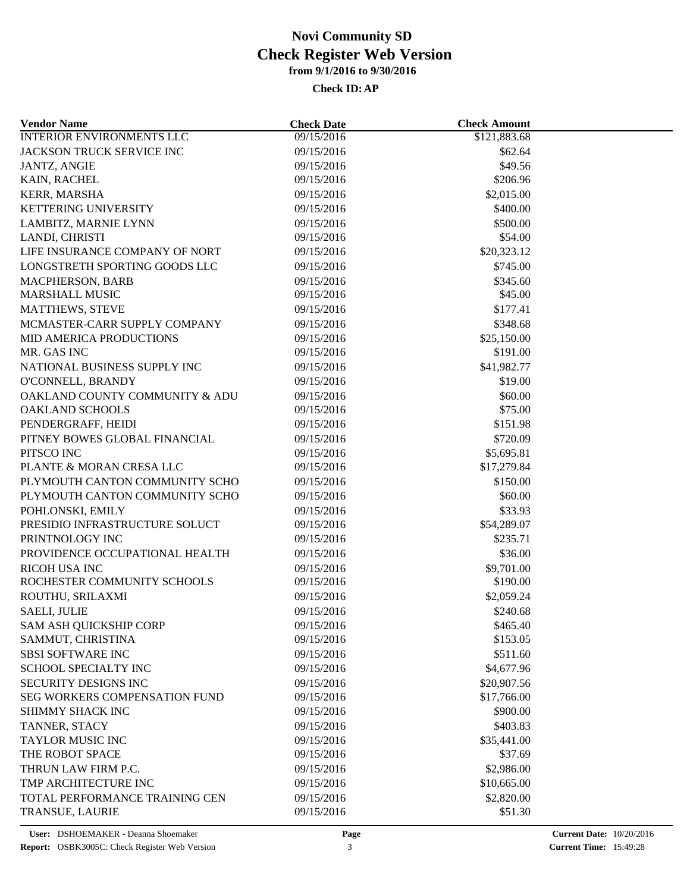# Novi Community SD
## Check Register Web Version
### from 9/1/2016 to 9/30/2016

**Check ID: AP**

| Vendor Name | Check Date | Check Amount |
|---|---|---|
| INTERIOR ENVIRONMENTS LLC | 09/15/2016 | $121,883.68 |
| JACKSON TRUCK SERVICE INC | 09/15/2016 | $62.64 |
| JANTZ, ANGIE | 09/15/2016 | $49.56 |
| KAIN, RACHEL | 09/15/2016 | $206.96 |
| KERR, MARSHA | 09/15/2016 | $2,015.00 |
| KETTERING UNIVERSITY | 09/15/2016 | $400.00 |
| LAMBITZ, MARNIE LYNN | 09/15/2016 | $500.00 |
| LANDI, CHRISTI | 09/15/2016 | $54.00 |
| LIFE INSURANCE COMPANY OF NORT | 09/15/2016 | $20,323.12 |
| LONGSTRETH SPORTING GOODS LLC | 09/15/2016 | $745.00 |
| MACPHERSON, BARB | 09/15/2016 | $345.60 |
| MARSHALL MUSIC | 09/15/2016 | $45.00 |
| MATTHEWS, STEVE | 09/15/2016 | $177.41 |
| MCMASTER-CARR SUPPLY COMPANY | 09/15/2016 | $348.68 |
| MID AMERICA PRODUCTIONS | 09/15/2016 | $25,150.00 |
| MR. GAS INC | 09/15/2016 | $191.00 |
| NATIONAL BUSINESS SUPPLY INC | 09/15/2016 | $41,982.77 |
| O'CONNELL, BRANDY | 09/15/2016 | $19.00 |
| OAKLAND COUNTY COMMUNITY & ADU | 09/15/2016 | $60.00 |
| OAKLAND SCHOOLS | 09/15/2016 | $75.00 |
| PENDERGRAFF, HEIDI | 09/15/2016 | $151.98 |
| PITNEY BOWES GLOBAL FINANCIAL | 09/15/2016 | $720.09 |
| PITSCO INC | 09/15/2016 | $5,695.81 |
| PLANTE & MORAN CRESA LLC | 09/15/2016 | $17,279.84 |
| PLYMOUTH CANTON COMMUNITY SCHO | 09/15/2016 | $150.00 |
| PLYMOUTH CANTON COMMUNITY SCHO | 09/15/2016 | $60.00 |
| POHLONSKI, EMILY | 09/15/2016 | $33.93 |
| PRESIDIO INFRASTRUCTURE SOLUCT | 09/15/2016 | $54,289.07 |
| PRINTNOLOGY INC | 09/15/2016 | $235.71 |
| PROVIDENCE OCCUPATIONAL HEALTH | 09/15/2016 | $36.00 |
| RICOH USA INC | 09/15/2016 | $9,701.00 |
| ROCHESTER COMMUNITY SCHOOLS | 09/15/2016 | $190.00 |
| ROUTHU, SRILAXMI | 09/15/2016 | $2,059.24 |
| SAELI, JULIE | 09/15/2016 | $240.68 |
| SAM ASH QUICKSHIP CORP | 09/15/2016 | $465.40 |
| SAMMUT, CHRISTINA | 09/15/2016 | $153.05 |
| SBSI SOFTWARE INC | 09/15/2016 | $511.60 |
| SCHOOL SPECIALTY INC | 09/15/2016 | $4,677.96 |
| SECURITY DESIGNS INC | 09/15/2016 | $20,907.56 |
| SEG WORKERS COMPENSATION FUND | 09/15/2016 | $17,766.00 |
| SHIMMY SHACK INC | 09/15/2016 | $900.00 |
| TANNER, STACY | 09/15/2016 | $403.83 |
| TAYLOR MUSIC INC | 09/15/2016 | $35,441.00 |
| THE ROBOT SPACE | 09/15/2016 | $37.69 |
| THRUN LAW FIRM P.C. | 09/15/2016 | $2,986.00 |
| TMP ARCHITECTURE INC | 09/15/2016 | $10,665.00 |
| TOTAL PERFORMANCE TRAINING CEN | 09/15/2016 | $2,820.00 |
| TRANSUE, LAURIE | 09/15/2016 | $51.30 |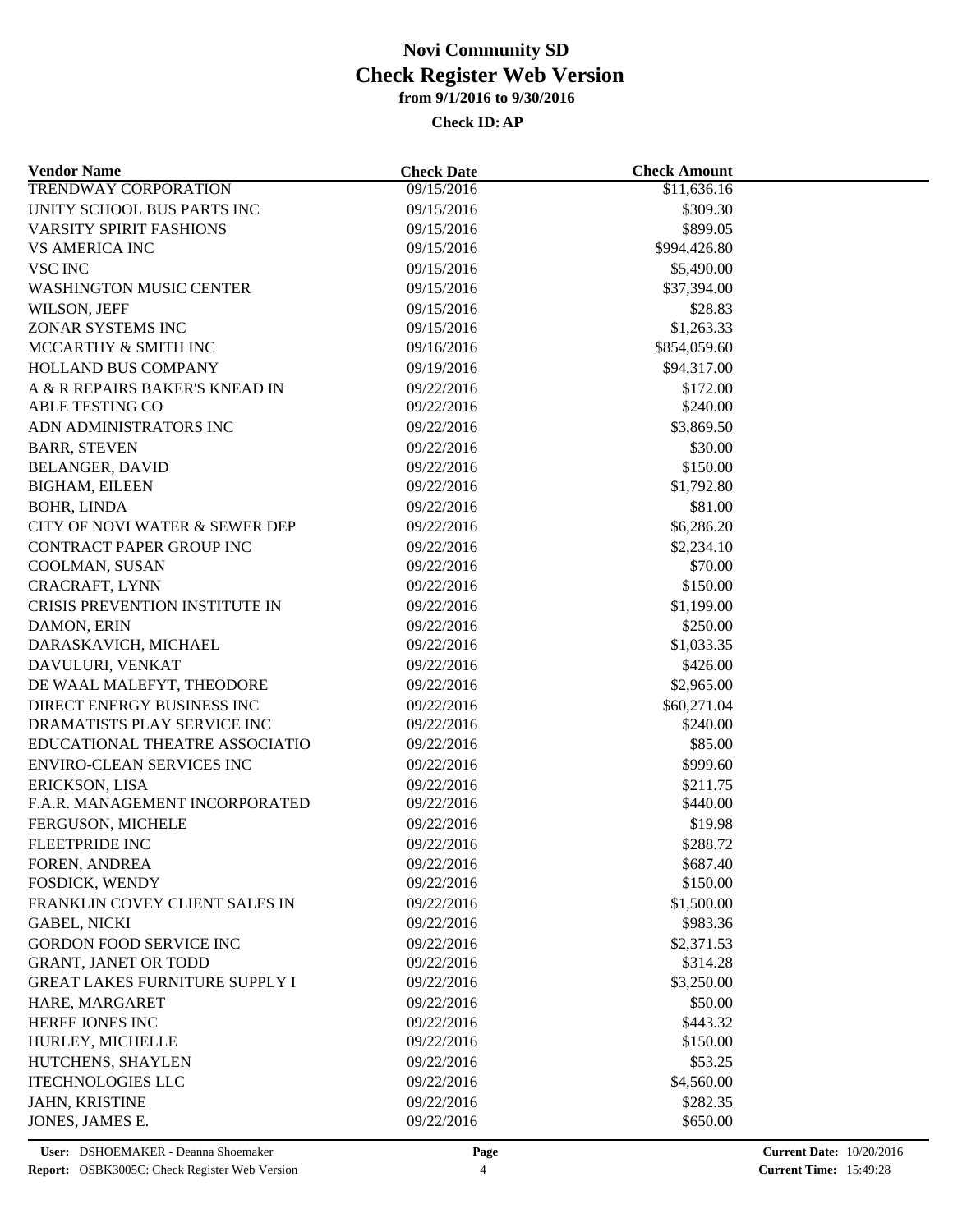# Novi Community SD
## Check Register Web Version
### from 9/1/2016 to 9/30/2016

**Check ID: AP**

| Vendor Name | Check Date | Check Amount |
|---|---|---|
| TRENDWAY CORPORATION | 09/15/2016 | \$11,636.16 |
| UNITY SCHOOL BUS PARTS INC | 09/15/2016 | \$309.30 |
| VARSITY SPIRIT FASHIONS | 09/15/2016 | \$899.05 |
| VS AMERICA INC | 09/15/2016 | \$994,426.80 |
| VSC INC | 09/15/2016 | \$5,490.00 |
| WASHINGTON MUSIC CENTER | 09/15/2016 | \$37,394.00 |
| WILSON, JEFF | 09/15/2016 | \$28.83 |
| ZONAR SYSTEMS INC | 09/15/2016 | \$1,263.33 |
| MCCARTHY & SMITH INC | 09/16/2016 | \$854,059.60 |
| HOLLAND BUS COMPANY | 09/19/2016 | \$94,317.00 |
| A & R REPAIRS BAKER'S KNEAD IN | 09/22/2016 | \$172.00 |
| ABLE TESTING CO | 09/22/2016 | \$240.00 |
| ADN ADMINISTRATORS INC | 09/22/2016 | \$3,869.50 |
| BARR, STEVEN | 09/22/2016 | \$30.00 |
| BELANGER, DAVID | 09/22/2016 | \$150.00 |
| BIGHAM, EILEEN | 09/22/2016 | \$1,792.80 |
| BOHR, LINDA | 09/22/2016 | \$81.00 |
| CITY OF NOVI WATER & SEWER DEP | 09/22/2016 | \$6,286.20 |
| CONTRACT PAPER GROUP INC | 09/22/2016 | \$2,234.10 |
| COOLMAN, SUSAN | 09/22/2016 | \$70.00 |
| CRACRAFT, LYNN | 09/22/2016 | \$150.00 |
| CRISIS PREVENTION INSTITUTE IN | 09/22/2016 | \$1,199.00 |
| DAMON, ERIN | 09/22/2016 | \$250.00 |
| DARASKAVICH, MICHAEL | 09/22/2016 | \$1,033.35 |
| DAVULURI, VENKAT | 09/22/2016 | \$426.00 |
| DE WAAL MALEFYT, THEODORE | 09/22/2016 | \$2,965.00 |
| DIRECT ENERGY BUSINESS INC | 09/22/2016 | \$60,271.04 |
| DRAMATISTS PLAY SERVICE INC | 09/22/2016 | \$240.00 |
| EDUCATIONAL THEATRE ASSOCIATIO | 09/22/2016 | \$85.00 |
| ENVIRO-CLEAN SERVICES INC | 09/22/2016 | \$999.60 |
| ERICKSON, LISA | 09/22/2016 | \$211.75 |
| F.A.R. MANAGEMENT INCORPORATED | 09/22/2016 | \$440.00 |
| FERGUSON, MICHELE | 09/22/2016 | \$19.98 |
| FLEETPRIDE INC | 09/22/2016 | \$288.72 |
| FOREN, ANDREA | 09/22/2016 | \$687.40 |
| FOSDICK, WENDY | 09/22/2016 | \$150.00 |
| FRANKLIN COVEY CLIENT SALES IN | 09/22/2016 | \$1,500.00 |
| GABEL, NICKI | 09/22/2016 | \$983.36 |
| GORDON FOOD SERVICE INC | 09/22/2016 | \$2,371.53 |
| GRANT, JANET OR TODD | 09/22/2016 | \$314.28 |
| GREAT LAKES FURNITURE SUPPLY I | 09/22/2016 | \$3,250.00 |
| HARE, MARGARET | 09/22/2016 | \$50.00 |
| HERFF JONES INC | 09/22/2016 | \$443.32 |
| HURLEY, MICHELLE | 09/22/2016 | \$150.00 |
| HUTCHENS, SHAYLEN | 09/22/2016 | \$53.25 |
| ITECHNOLOGIES LLC | 09/22/2016 | \$4,560.00 |
| JAHN, KRISTINE | 09/22/2016 | \$282.35 |
| JONES, JAMES E. | 09/22/2016 | \$650.00 |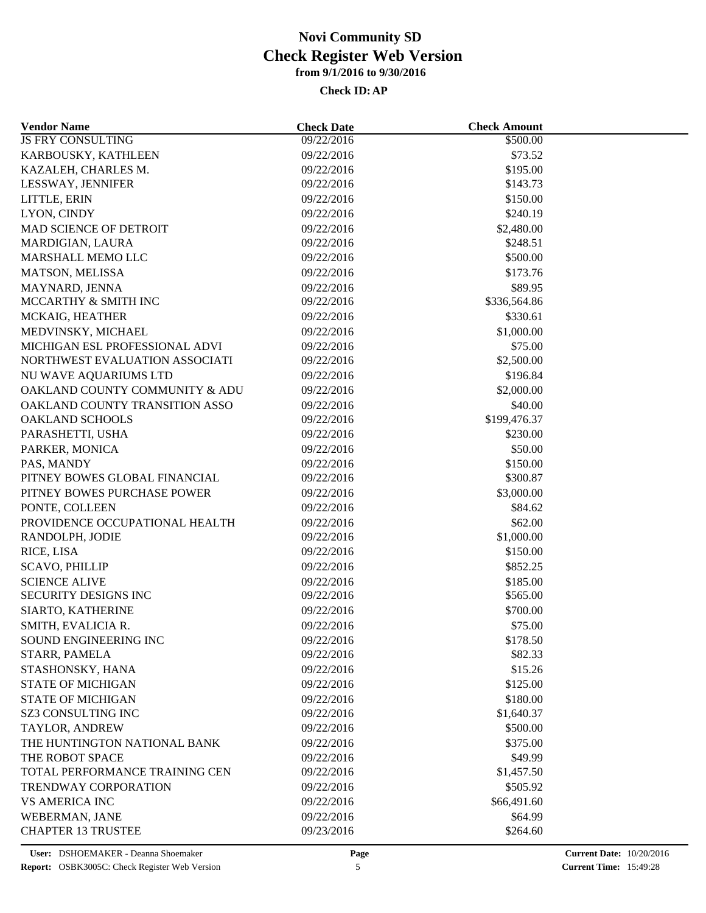# Novi Community SD
## Check Register Web Version
### from 9/1/2016 to 9/30/2016

**Check ID: AP**

| Vendor Name | Check Date | Check Amount |
|---|---|---|
| JS FRY CONSULTING | 09/22/2016 | $500.00 |
| KARBOUSKY, KATHLEEN | 09/22/2016 | $73.52 |
| KAZALEH, CHARLES M. | 09/22/2016 | $195.00 |
| LESSWAY, JENNIFER | 09/22/2016 | $143.73 |
| LITTLE, ERIN | 09/22/2016 | $150.00 |
| LYON, CINDY | 09/22/2016 | $240.19 |
| MAD SCIENCE OF DETROIT | 09/22/2016 | $2,480.00 |
| MARDIGIAN, LAURA | 09/22/2016 | $248.51 |
| MARSHALL MEMO LLC | 09/22/2016 | $500.00 |
| MATSON, MELISSA | 09/22/2016 | $173.76 |
| MAYNARD, JENNA | 09/22/2016 | $89.95 |
| MCCARTHY & SMITH INC | 09/22/2016 | $336,564.86 |
| MCKAIG, HEATHER | 09/22/2016 | $330.61 |
| MEDVINSKY, MICHAEL | 09/22/2016 | $1,000.00 |
| MICHIGAN ESL PROFESSIONAL ADVI | 09/22/2016 | $75.00 |
| NORTHWEST EVALUATION ASSOCIATI | 09/22/2016 | $2,500.00 |
| NU WAVE AQUARIUMS LTD | 09/22/2016 | $196.84 |
| OAKLAND COUNTY COMMUNITY & ADU | 09/22/2016 | $2,000.00 |
| OAKLAND COUNTY TRANSITION ASSO | 09/22/2016 | $40.00 |
| OAKLAND SCHOOLS | 09/22/2016 | $199,476.37 |
| PARASHETTI, USHA | 09/22/2016 | $230.00 |
| PARKER, MONICA | 09/22/2016 | $50.00 |
| PAS, MANDY | 09/22/2016 | $150.00 |
| PITNEY BOWES GLOBAL FINANCIAL | 09/22/2016 | $300.87 |
| PITNEY BOWES PURCHASE POWER | 09/22/2016 | $3,000.00 |
| PONTE, COLLEEN | 09/22/2016 | $84.62 |
| PROVIDENCE OCCUPATIONAL HEALTH | 09/22/2016 | $62.00 |
| RANDOLPH, JODIE | 09/22/2016 | $1,000.00 |
| RICE, LISA | 09/22/2016 | $150.00 |
| SCAVO, PHILLIP | 09/22/2016 | $852.25 |
| SCIENCE ALIVE | 09/22/2016 | $185.00 |
| SECURITY DESIGNS INC | 09/22/2016 | $565.00 |
| SIARTO, KATHERINE | 09/22/2016 | $700.00 |
| SMITH, EVALICIA R. | 09/22/2016 | $75.00 |
| SOUND ENGINEERING INC | 09/22/2016 | $178.50 |
| STARR, PAMELA | 09/22/2016 | $82.33 |
| STASHONSKY, HANA | 09/22/2016 | $15.26 |
| STATE OF MICHIGAN | 09/22/2016 | $125.00 |
| STATE OF MICHIGAN | 09/22/2016 | $180.00 |
| SZ3 CONSULTING INC | 09/22/2016 | $1,640.37 |
| TAYLOR, ANDREW | 09/22/2016 | $500.00 |
| THE HUNTINGTON NATIONAL BANK | 09/22/2016 | $375.00 |
| THE ROBOT SPACE | 09/22/2016 | $49.99 |
| TOTAL PERFORMANCE TRAINING CEN | 09/22/2016 | $1,457.50 |
| TRENDWAY CORPORATION | 09/22/2016 | $505.92 |
| VS AMERICA INC | 09/22/2016 | $66,491.60 |
| WEBERMAN, JANE | 09/22/2016 | $64.99 |
| CHAPTER 13 TRUSTEE | 09/23/2016 | $264.60 |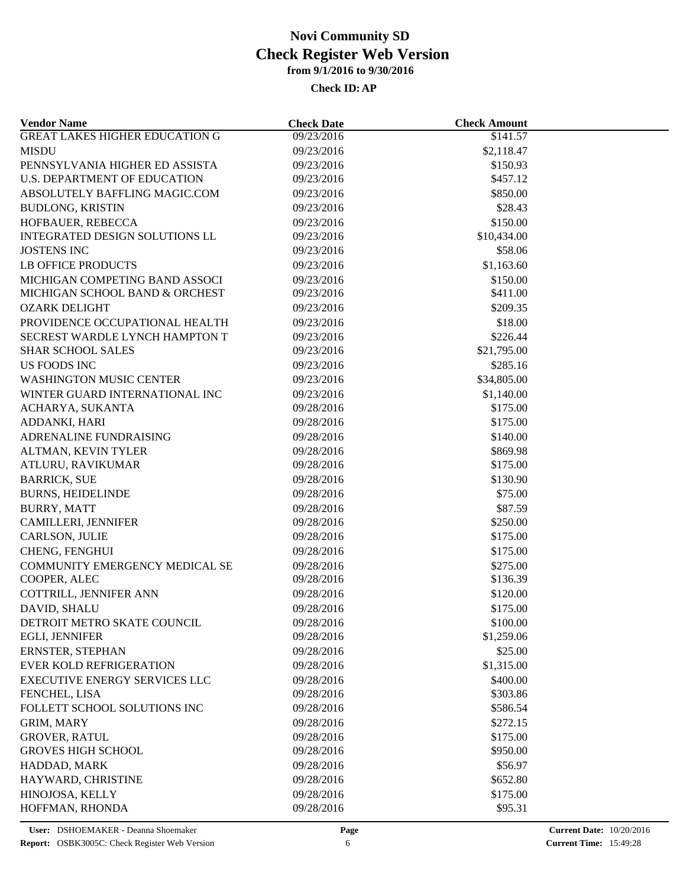# Novi Community SD
## Check Register Web Version
### from 9/1/2016 to 9/30/2016

**Check ID: AP**

| Vendor Name | Check Date | Check Amount |
|---|---|---|
| GREAT LAKES HIGHER EDUCATION G | 09/23/2016 | $141.57 |
| MISDU | 09/23/2016 | $2,118.47 |
| PENNSYLVANIA HIGHER ED ASSISTA | 09/23/2016 | $150.93 |
| U.S. DEPARTMENT OF EDUCATION | 09/23/2016 | $457.12 |
| ABSOLUTELY BAFFLING MAGIC.COM | 09/23/2016 | $850.00 |
| BUDLONG, KRISTIN | 09/23/2016 | $28.43 |
| HOFBAUER, REBECCA | 09/23/2016 | $150.00 |
| INTEGRATED DESIGN SOLUTIONS LL | 09/23/2016 | $10,434.00 |
| JOSTENS INC | 09/23/2016 | $58.06 |
| LB OFFICE PRODUCTS | 09/23/2016 | $1,163.60 |
| MICHIGAN COMPETING BAND ASSOCI | 09/23/2016 | $150.00 |
| MICHIGAN SCHOOL BAND & ORCHEST | 09/23/2016 | $411.00 |
| OZARK DELIGHT | 09/23/2016 | $209.35 |
| PROVIDENCE OCCUPATIONAL HEALTH | 09/23/2016 | $18.00 |
| SECREST WARDLE LYNCH HAMPTON T | 09/23/2016 | $226.44 |
| SHAR SCHOOL SALES | 09/23/2016 | $21,795.00 |
| US FOODS INC | 09/23/2016 | $285.16 |
| WASHINGTON MUSIC CENTER | 09/23/2016 | $34,805.00 |
| WINTER GUARD INTERNATIONAL INC | 09/23/2016 | $1,140.00 |
| ACHARYA, SUKANTA | 09/28/2016 | $175.00 |
| ADDANKI, HARI | 09/28/2016 | $175.00 |
| ADRENALINE FUNDRAISING | 09/28/2016 | $140.00 |
| ALTMAN, KEVIN TYLER | 09/28/2016 | $869.98 |
| ATLURU, RAVIKUMAR | 09/28/2016 | $175.00 |
| BARRICK, SUE | 09/28/2016 | $130.90 |
| BURNS, HEIDELINDE | 09/28/2016 | $75.00 |
| BURRY, MATT | 09/28/2016 | $87.59 |
| CAMILLERI, JENNIFER | 09/28/2016 | $250.00 |
| CARLSON, JULIE | 09/28/2016 | $175.00 |
| CHENG, FENGHUI | 09/28/2016 | $175.00 |
| COMMUNITY EMERGENCY MEDICAL SE | 09/28/2016 | $275.00 |
| COOPER, ALEC | 09/28/2016 | $136.39 |
| COTTRILL, JENNIFER ANN | 09/28/2016 | $120.00 |
| DAVID, SHALU | 09/28/2016 | $175.00 |
| DETROIT METRO SKATE COUNCIL | 09/28/2016 | $100.00 |
| EGLI, JENNIFER | 09/28/2016 | $1,259.06 |
| ERNSTER, STEPHAN | 09/28/2016 | $25.00 |
| EVER KOLD REFRIGERATION | 09/28/2016 | $1,315.00 |
| EXECUTIVE ENERGY SERVICES LLC | 09/28/2016 | $400.00 |
| FENCHEL, LISA | 09/28/2016 | $303.86 |
| FOLLETT SCHOOL SOLUTIONS INC | 09/28/2016 | $586.54 |
| GRIM, MARY | 09/28/2016 | $272.15 |
| GROVER, RATUL | 09/28/2016 | $175.00 |
| GROVES HIGH SCHOOL | 09/28/2016 | $950.00 |
| HADDAD, MARK | 09/28/2016 | $56.97 |
| HAYWARD, CHRISTINE | 09/28/2016 | $652.80 |
| HINOJOSA, KELLY | 09/28/2016 | $175.00 |
| HOFFMAN, RHONDA | 09/28/2016 | $95.31 |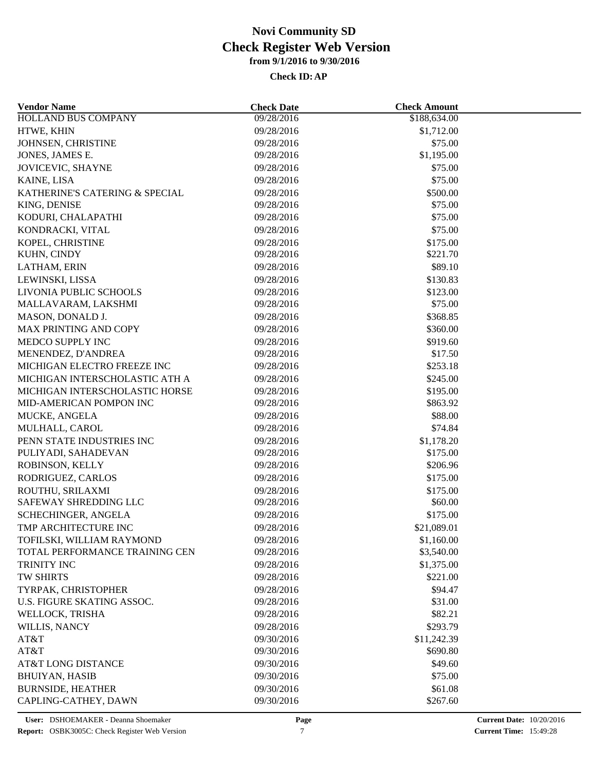# Novi Community SD
## Check Register Web Version
### from 9/1/2016 to 9/30/2016

**Check ID: AP**

| Vendor Name | Check Date | Check Amount |
|---|---|---|
| HOLLAND BUS COMPANY | 09/28/2016 | $188,634.00 |
| HTWE, KHIN | 09/28/2016 | $1,712.00 |
| JOHNSEN, CHRISTINE | 09/28/2016 | $75.00 |
| JONES, JAMES E. | 09/28/2016 | $1,195.00 |
| JOVICEVIC, SHAYNE | 09/28/2016 | $75.00 |
| KAINE, LISA | 09/28/2016 | $75.00 |
| KATHERINE'S CATERING & SPECIAL | 09/28/2016 | $500.00 |
| KING, DENISE | 09/28/2016 | $75.00 |
| KODURI, CHALAPATHI | 09/28/2016 | $75.00 |
| KONDRACKI, VITAL | 09/28/2016 | $75.00 |
| KOPEL, CHRISTINE | 09/28/2016 | $175.00 |
| KUHN, CINDY | 09/28/2016 | $221.70 |
| LATHAM, ERIN | 09/28/2016 | $89.10 |
| LEWINSKI, LISSA | 09/28/2016 | $130.83 |
| LIVONIA PUBLIC SCHOOLS | 09/28/2016 | $123.00 |
| MALLAVARAM, LAKSHMI | 09/28/2016 | $75.00 |
| MASON, DONALD J. | 09/28/2016 | $368.85 |
| MAX PRINTING AND COPY | 09/28/2016 | $360.00 |
| MEDCO SUPPLY INC | 09/28/2016 | $919.60 |
| MENENDEZ, D'ANDREA | 09/28/2016 | $17.50 |
| MICHIGAN ELECTRO FREEZE INC | 09/28/2016 | $253.18 |
| MICHIGAN INTERSCHOLASTIC ATH A | 09/28/2016 | $245.00 |
| MICHIGAN INTERSCHOLASTIC HORSE | 09/28/2016 | $195.00 |
| MID-AMERICAN POMPON INC | 09/28/2016 | $863.92 |
| MUCKE, ANGELA | 09/28/2016 | $88.00 |
| MULHALL, CAROL | 09/28/2016 | $74.84 |
| PENN STATE INDUSTRIES INC | 09/28/2016 | $1,178.20 |
| PULIYADI, SAHADEVAN | 09/28/2016 | $175.00 |
| ROBINSON, KELLY | 09/28/2016 | $206.96 |
| RODRIGUEZ, CARLOS | 09/28/2016 | $175.00 |
| ROUTHU, SRILAXMI | 09/28/2016 | $175.00 |
| SAFEWAY SHREDDING LLC | 09/28/2016 | $60.00 |
| SCHECHINGER, ANGELA | 09/28/2016 | $175.00 |
| TMP ARCHITECTURE INC | 09/28/2016 | $21,089.01 |
| TOFILSKI, WILLIAM RAYMOND | 09/28/2016 | $1,160.00 |
| TOTAL PERFORMANCE TRAINING CEN | 09/28/2016 | $3,540.00 |
| TRINITY INC | 09/28/2016 | $1,375.00 |
| TW SHIRTS | 09/28/2016 | $221.00 |
| TYRPAK, CHRISTOPHER | 09/28/2016 | $94.47 |
| U.S. FIGURE SKATING ASSOC. | 09/28/2016 | $31.00 |
| WELLOCK, TRISHA | 09/28/2016 | $82.21 |
| WILLIS, NANCY | 09/28/2016 | $293.79 |
| AT&T | 09/30/2016 | $11,242.39 |
| AT&T | 09/30/2016 | $690.80 |
| AT&T LONG DISTANCE | 09/30/2016 | $49.60 |
| BHUIYAN, HASIB | 09/30/2016 | $75.00 |
| BURNSIDE, HEATHER | 09/30/2016 | $61.08 |
| CAPLING-CATHEY, DAWN | 09/30/2016 | $267.60 |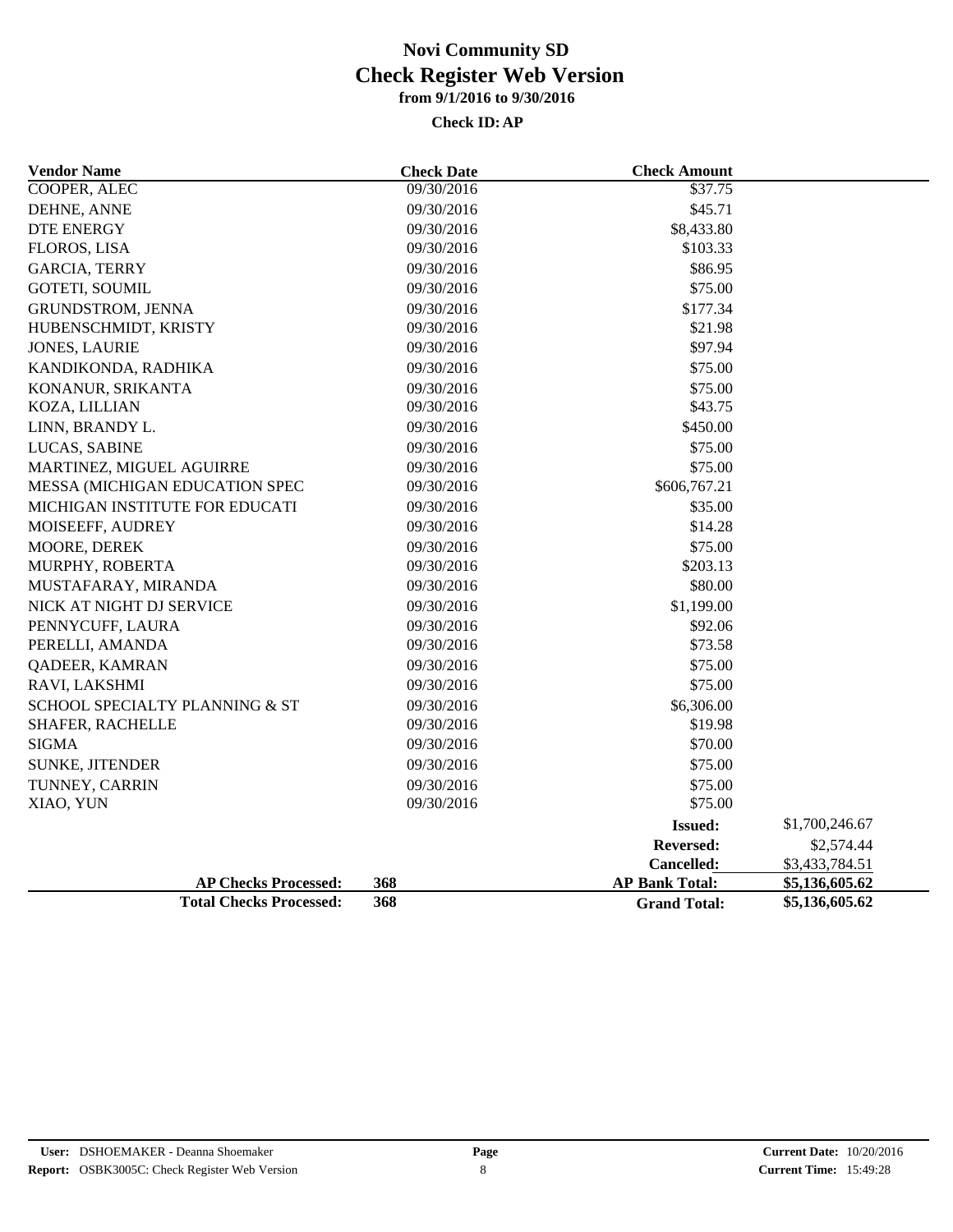# Novi Community SD
## Check Register Web Version
### from 9/1/2016 to 9/30/2016

**Check ID: AP**

| Vendor Name | Check Date | Check Amount | |
|---|---|---|---|
| COOPER, ALEC | 09/30/2016 | $37.75 | |
| DEHNE, ANNE | 09/30/2016 | $45.71 | |
| DTE ENERGY | 09/30/2016 | $8,433.80 | |
| FLOROS, LISA | 09/30/2016 | $103.33 | |
| GARCIA, TERRY | 09/30/2016 | $86.95 | |
| GOTETI, SOUMIL | 09/30/2016 | $75.00 | |
| GRUNDSTROM, JENNA | 09/30/2016 | $177.34 | |
| HUBENSCHMIDT, KRISTY | 09/30/2016 | $21.98 | |
| JONES, LAURIE | 09/30/2016 | $97.94 | |
| KANDIKONDA, RADHIKA | 09/30/2016 | $75.00 | |
| KONANUR, SRIKANTA | 09/30/2016 | $75.00 | |
| KOZA, LILLIAN | 09/30/2016 | $43.75 | |
| LINN, BRANDY L. | 09/30/2016 | $450.00 | |
| LUCAS, SABINE | 09/30/2016 | $75.00 | |
| MARTINEZ, MIGUEL AGUIRRE | 09/30/2016 | $75.00 | |
| MESSA (MICHIGAN EDUCATION SPEC | 09/30/2016 | $606,767.21 | |
| MICHIGAN INSTITUTE FOR EDUCATI | 09/30/2016 | $35.00 | |
| MOISEEFF, AUDREY | 09/30/2016 | $14.28 | |
| MOORE, DEREK | 09/30/2016 | $75.00 | |
| MURPHY, ROBERTA | 09/30/2016 | $203.13 | |
| MUSTAFARAY, MIRANDA | 09/30/2016 | $80.00 | |
| NICK AT NIGHT DJ SERVICE | 09/30/2016 | $1,199.00 | |
| PENNYCUFF, LAURA | 09/30/2016 | $92.06 | |
| PERELLI, AMANDA | 09/30/2016 | $73.58 | |
| QADEER, KAMRAN | 09/30/2016 | $75.00 | |
| RAVI, LAKSHMI | 09/30/2016 | $75.00 | |
| SCHOOL SPECIALTY PLANNING & ST | 09/30/2016 | $6,306.00 | |
| SHAFER, RACHELLE | 09/30/2016 | $19.98 | |
| SIGMA | 09/30/2016 | $70.00 | |
| SUNKE, JITENDER | 09/30/2016 | $75.00 | |
| TUNNEY, CARRIN | 09/30/2016 | $75.00 | |
| XIAO, YUN | 09/30/2016 | $75.00 | |
| | | **Issued:** | $1,700,246.67 |
| | | **Reversed:** | $2,574.44 |
| | | **Cancelled:** | $3,433,784.51 |
| **AP Checks Processed:** | **368** | **AP Bank Total:** | **$5,136,605.62** |
| **Total Checks Processed:** | **368** | **Grand Total:** | **$5,136,605.62** |

**User:** DSHOEMAKER - Deanna Shoemaker
**Report:** OSBK3005C: Check Register Web Version
**Current Date:** 10/20/2016
**Current Time:** 15:49:28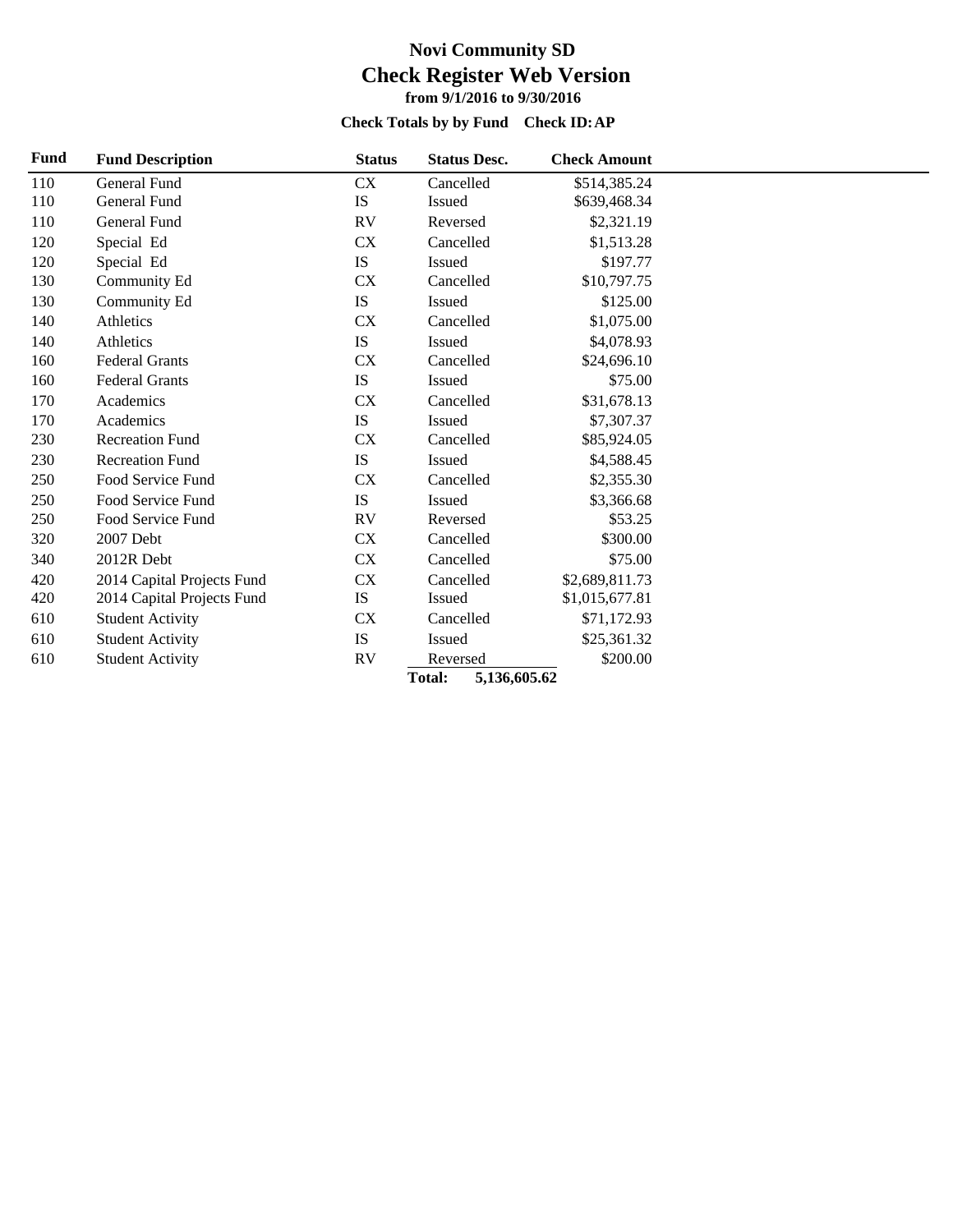# Novi Community SD

## Check Register Web Version

**from 9/1/2016 to 9/30/2016**

**Check Totals by by Fund    Check ID: AP**

| Fund | Fund Description | Status | Status Desc. | Check Amount |
|---|---|---|---|---|
| 110 | General Fund | CX | Cancelled | $514,385.24 |
| 110 | General Fund | IS | Issued | $639,468.34 |
| 110 | General Fund | RV | Reversed | $2,321.19 |
| 120 | Special Ed | CX | Cancelled | $1,513.28 |
| 120 | Special Ed | IS | Issued | $197.77 |
| 130 | Community Ed | CX | Cancelled | $10,797.75 |
| 130 | Community Ed | IS | Issued | $125.00 |
| 140 | Athletics | CX | Cancelled | $1,075.00 |
| 140 | Athletics | IS | Issued | $4,078.93 |
| 160 | Federal Grants | CX | Cancelled | $24,696.10 |
| 160 | Federal Grants | IS | Issued | $75.00 |
| 170 | Academics | CX | Cancelled | $31,678.13 |
| 170 | Academics | IS | Issued | $7,307.37 |
| 230 | Recreation Fund | CX | Cancelled | $85,924.05 |
| 230 | Recreation Fund | IS | Issued | $4,588.45 |
| 250 | Food Service Fund | CX | Cancelled | $2,355.30 |
| 250 | Food Service Fund | IS | Issued | $3,366.68 |
| 250 | Food Service Fund | RV | Reversed | $53.25 |
| 320 | 2007 Debt | CX | Cancelled | $300.00 |
| 340 | 2012R Debt | CX | Cancelled | $75.00 |
| 420 | 2014 Capital Projects Fund | CX | Cancelled | $2,689,811.73 |
| 420 | 2014 Capital Projects Fund | IS | Issued | $1,015,677.81 |
| 610 | Student Activity | CX | Cancelled | $71,172.93 |
| 610 | Student Activity | IS | Issued | $25,361.32 |
| 610 | Student Activity | RV | Reversed | $200.00 |
| | | | **Total:** | **5,136,605.62** |